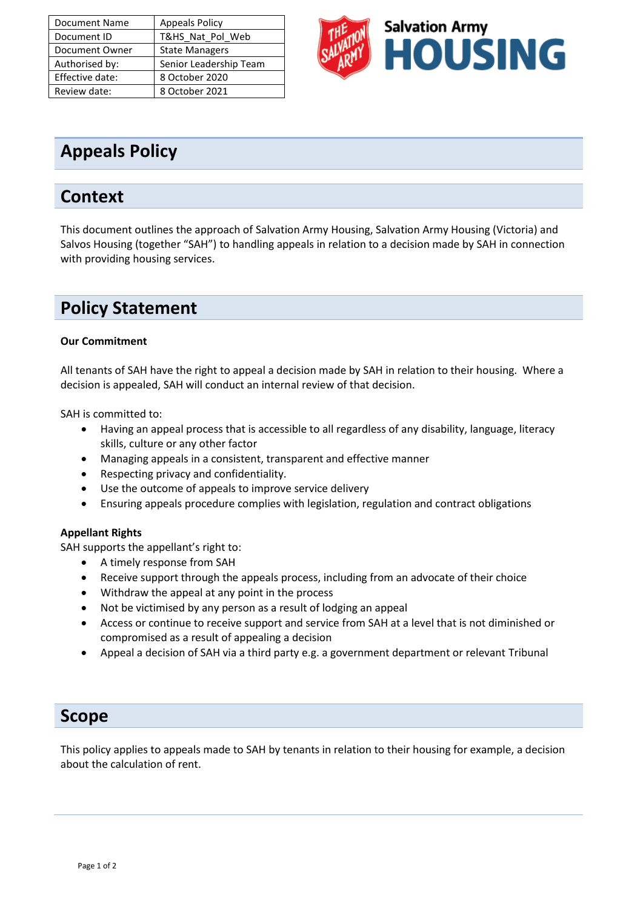| Document Name | Appeals Policy |
|---|---|
| Document ID | T&HS_Nat_Pol_Web |
| Document Owner | State Managers |
| Authorised by: | Senior Leadership Team |
| Effective date: | 8 October 2020 |
| Review date: | 8 October 2021 |

Salvation Army HOUSING

# Appeals Policy

## Context

This document outlines the approach of Salvation Army Housing, Salvation Army Housing (Victoria) and Salvos Housing (together "SAH") to handling appeals in relation to a decision made by SAH in connection with providing housing services.

## Policy Statement

**Our Commitment**

All tenants of SAH have the right to appeal a decision made by SAH in relation to their housing. Where a decision is appealed, SAH will conduct an internal review of that decision.

SAH is committed to:

- Having an appeal process that is accessible to all regardless of any disability, language, literacy skills, culture or any other factor
- Managing appeals in a consistent, transparent and effective manner
- Respecting privacy and confidentiality.
- Use the outcome of appeals to improve service delivery
- Ensuring appeals procedure complies with legislation, regulation and contract obligations

**Appellant Rights**

SAH supports the appellant's right to:

- A timely response from SAH
- Receive support through the appeals process, including from an advocate of their choice
- Withdraw the appeal at any point in the process
- Not be victimised by any person as a result of lodging an appeal
- Access or continue to receive support and service from SAH at a level that is not diminished or compromised as a result of appealing a decision
- Appeal a decision of SAH via a third party e.g. a government department or relevant Tribunal

## Scope

This policy applies to appeals made to SAH by tenants in relation to their housing for example, a decision about the calculation of rent.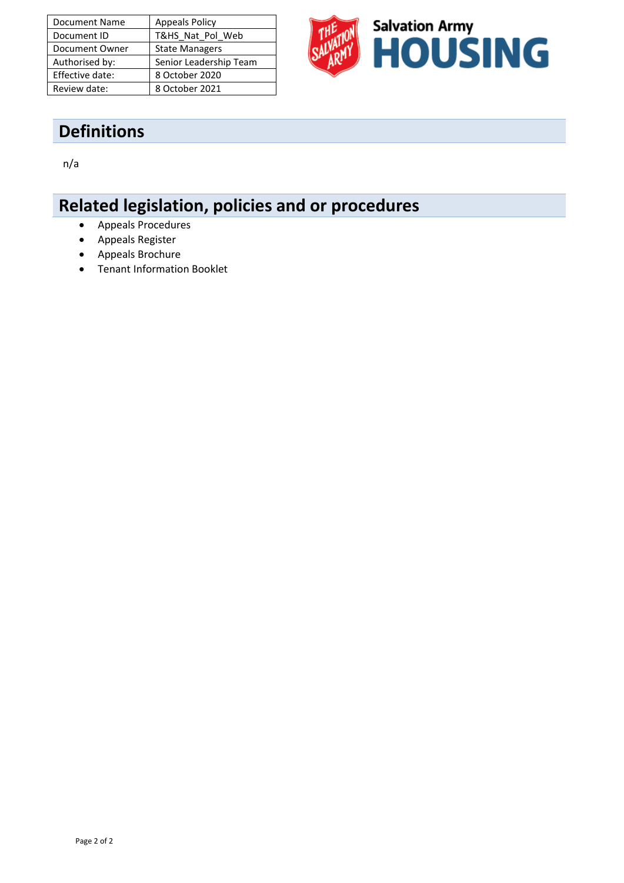| | |
|---|---|
| Document Name | Appeals Policy |
| Document ID | T&HS_Nat_Pol_Web |
| Document Owner | State Managers |
| Authorised by: | Senior Leadership Team |
| Effective date: | 8 October 2020 |
| Review date: | 8 October 2021 |

## Definitions

n/a

## Related legislation, policies and or procedures

- Appeals Procedures
- Appeals Register
- Appeals Brochure
- Tenant Information Booklet